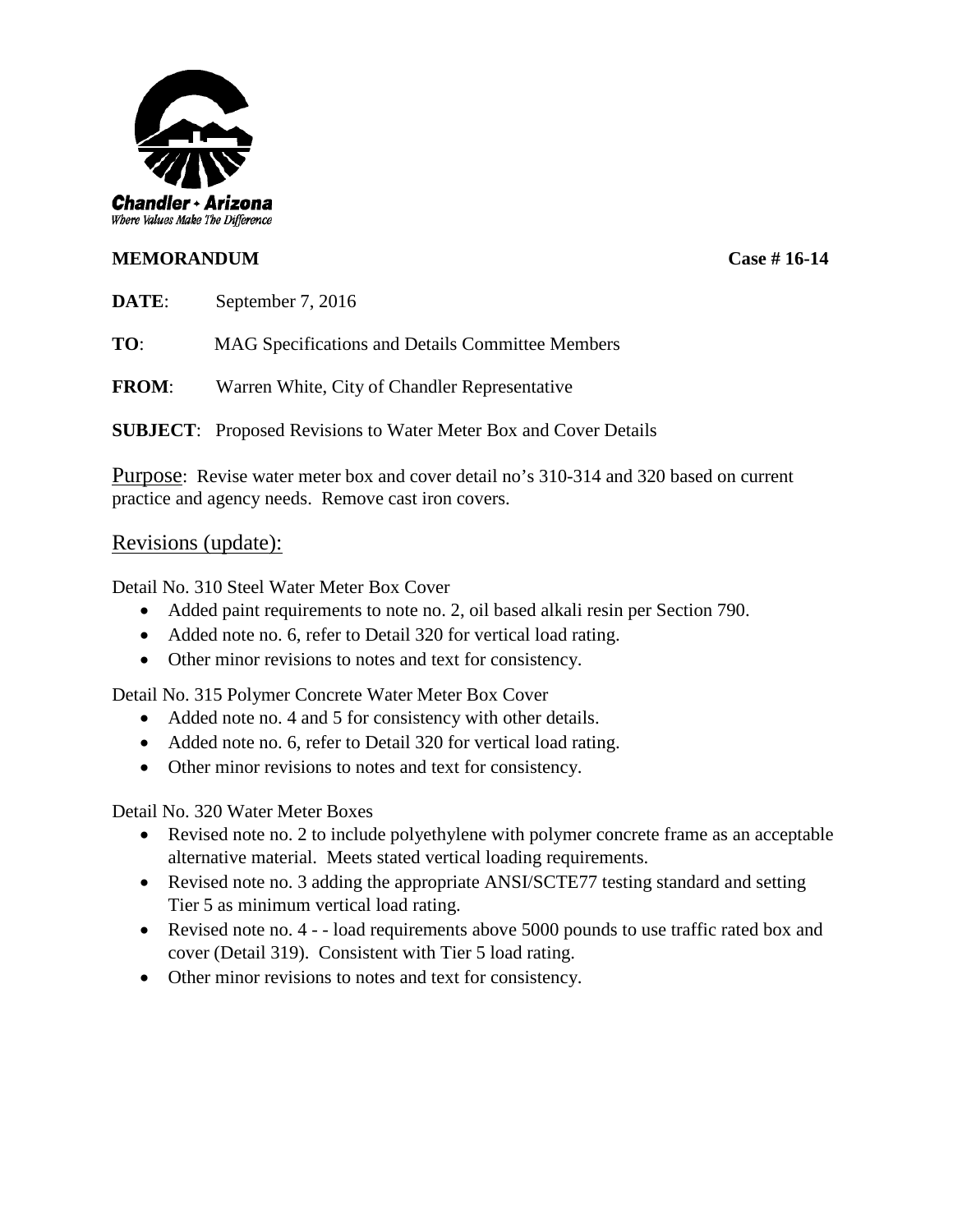Chandler • Arizona
*Where Values Make The Difference*

**MEMORANDUM** **Case # 16-14**

**DATE**: September 7, 2016

**TO**: MAG Specifications and Details Committee Members

**FROM**: Warren White, City of Chandler Representative

**SUBJECT**: Proposed Revisions to Water Meter Box and Cover Details

Purpose: Revise water meter box and cover detail no's 310-314 and 320 based on current practice and agency needs. Remove cast iron covers.

## Revisions (update):

Detail No. 310 Steel Water Meter Box Cover

- Added paint requirements to note no. 2, oil based alkali resin per Section 790.
- Added note no. 6, refer to Detail 320 for vertical load rating.
- Other minor revisions to notes and text for consistency.

Detail No. 315 Polymer Concrete Water Meter Box Cover

- Added note no. 4 and 5 for consistency with other details.
- Added note no. 6, refer to Detail 320 for vertical load rating.
- Other minor revisions to notes and text for consistency.

Detail No. 320 Water Meter Boxes

- Revised note no. 2 to include polyethylene with polymer concrete frame as an acceptable alternative material. Meets stated vertical loading requirements.
- Revised note no. 3 adding the appropriate ANSI/SCTE77 testing standard and setting Tier 5 as minimum vertical load rating.
- Revised note no. 4 - - load requirements above 5000 pounds to use traffic rated box and cover (Detail 319). Consistent with Tier 5 load rating.
- Other minor revisions to notes and text for consistency.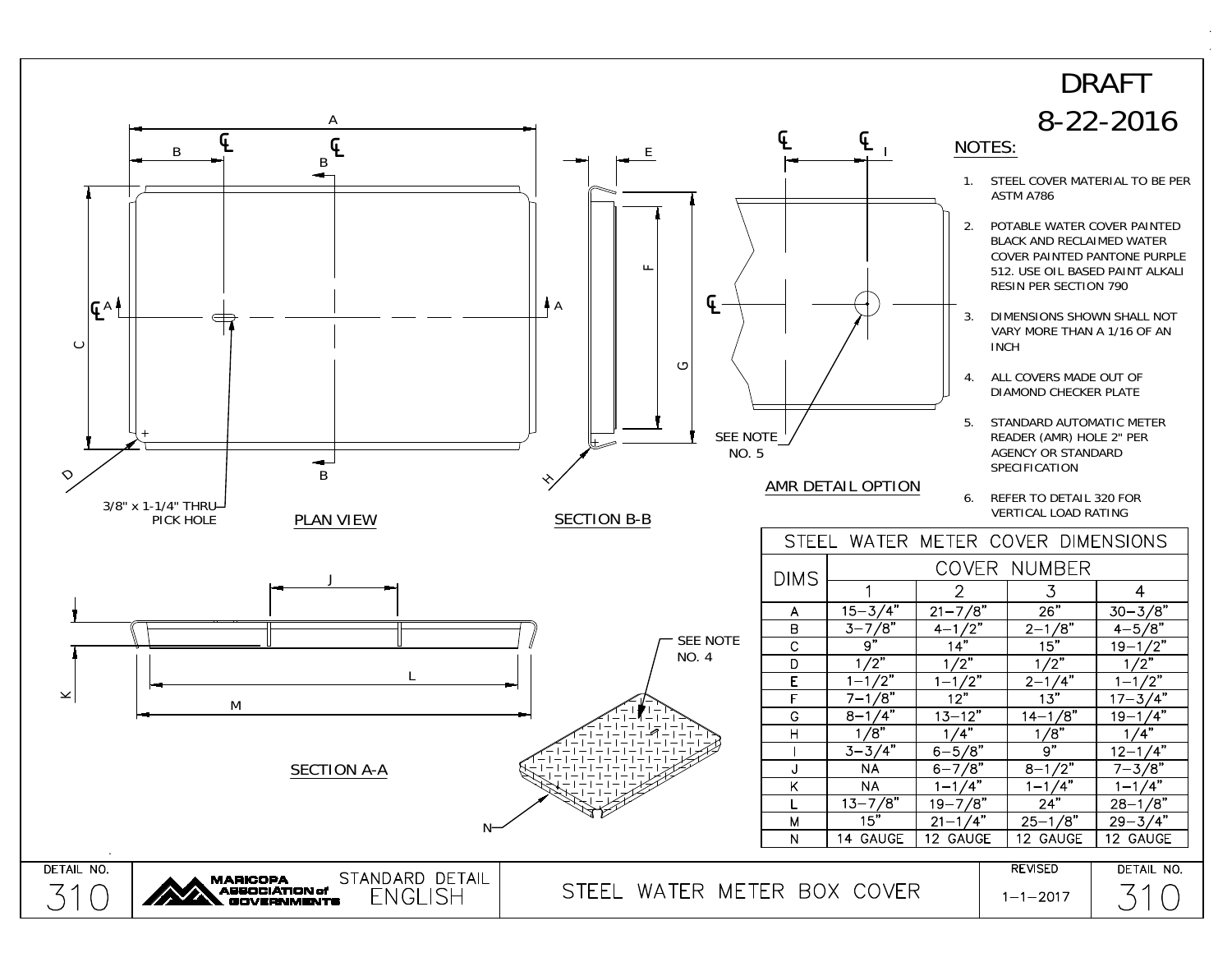DRAFT
8-22-2016

## NOTES:

1. STEEL COVER MATERIAL TO BE PER ASTM A786
2. POTABLE WATER COVER PAINTED BLACK AND RECLAIMED WATER COVER PAINTED PANTONE PURPLE 512. USE OIL BASED PAINT ALKALI RESIN PER SECTION 790
3. DIMENSIONS SHOWN SHALL NOT VARY MORE THAN A 1/16 OF AN INCH
4. ALL COVERS MADE OUT OF DIAMOND CHECKER PLATE
5. STANDARD AUTOMATIC METER READER (AMR) HOLE 2" PER AGENCY OR STANDARD SPECIFICATION
6. REFER TO DETAIL 320 FOR VERTICAL LOAD RATING

PLAN VIEW

3/8" x 1-1/4" THRU PICK HOLE

SECTION B-B

AMR DETAIL OPTION

SEE NOTE NO. 5

SECTION A-A

SEE NOTE NO. 4

| STEEL WATER METER COVER DIMENSIONS | | | | |
|---|---|---|---|---|
| DIMS | COVER NUMBER | | | |
| | 1 | 2 | 3 | 4 |
| A | 15–3/4" | 21–7/8" | 26" | 30–3/8" |
| B | 3–7/8" | 4–1/2" | 2–1/8" | 4–5/8" |
| C | 9" | 14" | 15" | 19–1/2" |
| D | 1/2" | 1/2" | 1/2" | 1/2" |
| E | 1–1/2" | 1–1/2" | 2–1/4" | 1–1/2" |
| F | 7–1/8" | 12" | 13" | 17–3/4" |
| G | 8–1/4" | 13–12" | 14–1/8" | 19–1/4" |
| H | 1/8" | 1/4" | 1/8" | 1/4" |
| I | 3–3/4" | 6–5/8" | 9" | 12–1/4" |
| J | NA | 6–7/8" | 8–1/2" | 7–3/8" |
| K | NA | 1–1/4" | 1–1/4" | 1–1/4" |
| L | 13–7/8" | 19–7/8" | 24" | 28–1/8" |
| M | 15" | 21–1/4" | 25–1/8" | 29–3/4" |
| N | 14 GAUGE | 12 GAUGE | 12 GAUGE | 12 GAUGE |

DETAIL NO. 310 | MARICOPA ASSOCIATION of GOVERNMENTS | STANDARD DETAIL ENGLISH | STEEL WATER METER BOX COVER | REVISED 1–1–2017 | DETAIL NO. 310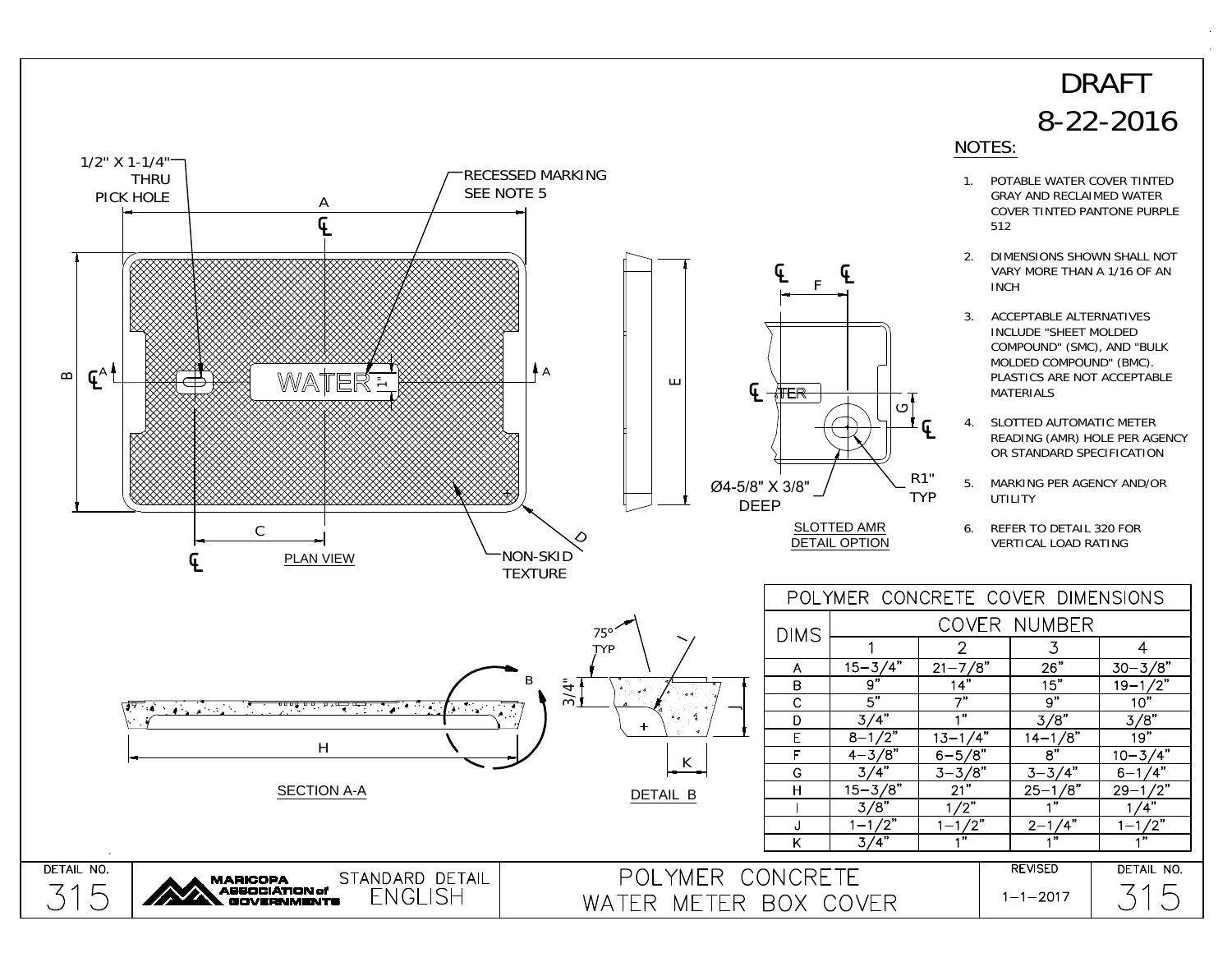# DRAFT
# 8-22-2016

## NOTES:

1. POTABLE WATER COVER TINTED GRAY AND RECLAIMED WATER COVER TINTED PANTONE PURPLE 512
2. DIMENSIONS SHOWN SHALL NOT VARY MORE THAN A 1/16 OF AN INCH
3. ACCEPTABLE ALTERNATIVES INCLUDE "SHEET MOLDED COMPOUND" (SMC), AND "BULK MOLDED COMPOUND" (BMC). PLASTICS ARE NOT ACCEPTABLE MATERIALS
4. SLOTTED AUTOMATIC METER READING (AMR) HOLE PER AGENCY OR STANDARD SPECIFICATION
5. MARKING PER AGENCY AND/OR UTILITY
6. REFER TO DETAIL 320 FOR VERTICAL LOAD RATING

1/2" X 1-1/4" THRU PICK HOLE

RECESSED MARKING SEE NOTE 5

WATER

1"

NON-SKID TEXTURE

PLAN VIEW

Ø4-5/8" X 3/8" DEEP

R1" TYP

SLOTTED AMR DETAIL OPTION

75° TYP

3/4"

SECTION A-A

DETAIL B

| DIMS | COVER NUMBER | | | |
|---|---|---|---|---|
| | 1 | 2 | 3 | 4 |
| A | 15–3/4" | 21–7/8" | 26" | 30–3/8" |
| B | 9" | 14" | 15" | 19–1/2" |
| C | 5" | 7" | 9" | 10" |
| D | 3/4" | 1" | 3/8" | 3/8" |
| E | 8–1/2" | 13–1/4" | 14–1/8" | 19" |
| F | 4–3/8" | 6–5/8" | 8" | 10–3/4" |
| G | 3/4" | 3–3/8" | 3–3/4" | 6–1/4" |
| H | 15–3/8" | 21" | 25–1/8" | 29–1/2" |
| I | 3/8" | 1/2" | 1" | 1/4" |
| J | 1–1/2" | 1–1/2" | 2–1/4" | 1–1/2" |
| K | 3/4" | 1" | 1" | 1" |

POLYMER CONCRETE COVER DIMENSIONS

DETAIL NO. 315 | MARICOPA ASSOCIATION of GOVERNMENTS | STANDARD DETAIL ENGLISH | POLYMER CONCRETE WATER METER BOX COVER | REVISED 1–1–2017 | DETAIL NO. 315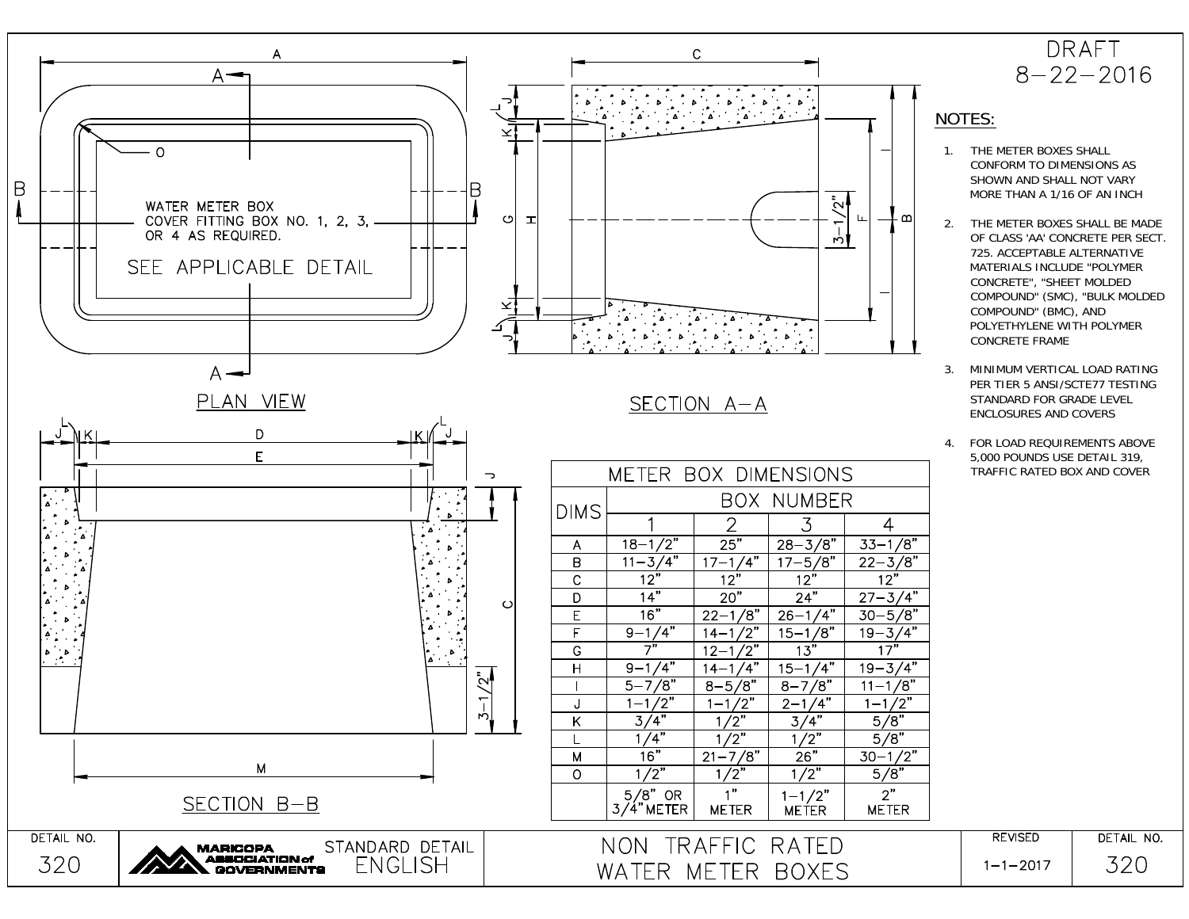DRAFT
8-22-2016

PLAN VIEW

WATER METER BOX COVER FITTING BOX NO. 1, 2, 3, OR 4 AS REQUIRED.

SEE APPLICABLE DETAIL

SECTION A-A

SECTION B-B

## NOTES:

1. THE METER BOXES SHALL CONFORM TO DIMENSIONS AS SHOWN AND SHALL NOT VARY MORE THAN A 1/16 OF AN INCH
2. THE METER BOXES SHALL BE MADE OF CLASS 'AA' CONCRETE PER SECT. 725. ACCEPTABLE ALTERNATIVE MATERIALS INCLUDE "POLYMER CONCRETE", "SHEET MOLDED COMPOUND" (SMC), "BULK MOLDED COMPOUND" (BMC), AND POLYETHYLENE WITH POLYMER CONCRETE FRAME
3. MINIMUM VERTICAL LOAD RATING PER TIER 5 ANSI/SCTE77 TESTING STANDARD FOR GRADE LEVEL ENCLOSURES AND COVERS
4. FOR LOAD REQUIREMENTS ABOVE 5,000 POUNDS USE DETAIL 319, TRAFFIC RATED BOX AND COVER

| METER BOX DIMENSIONS | | | | |
|---|---|---|---|---|
| DIMS | BOX NUMBER | | | |
| | 1 | 2 | 3 | 4 |
| A | 18-1/2" | 25" | 28-3/8" | 33-1/8" |
| B | 11-3/4" | 17-1/4" | 17-5/8" | 22-3/8" |
| C | 12" | 12" | 12" | 12" |
| D | 14" | 20" | 24" | 27-3/4" |
| E | 16" | 22-1/8" | 26-1/4" | 30-5/8" |
| F | 9-1/4" | 14-1/2" | 15-1/8" | 19-3/4" |
| G | 7" | 12-1/2" | 13" | 17" |
| H | 9-1/4" | 14-1/4" | 15-1/4" | 19-3/4" |
| I | 5-7/8" | 8-5/8" | 8-7/8" | 11-1/8" |
| J | 1-1/2" | 1-1/2" | 2-1/4" | 1-1/2" |
| K | 3/4" | 1/2" | 3/4" | 5/8" |
| L | 1/4" | 1/2" | 1/2" | 5/8" |
| M | 16" | 21-7/8" | 26" | 30-1/2" |
| O | 1/2" | 1/2" | 1/2" | 5/8" |
| | 5/8" OR 3/4" METER | 1" METER | 1-1/2" METER | 2" METER |

DETAIL NO. 320

MARICOPA ASSOCIATION of GOVERNMENTS — STANDARD DETAIL ENGLISH

NON TRAFFIC RATED WATER METER BOXES

REVISED 1-1-2017

DETAIL NO. 320